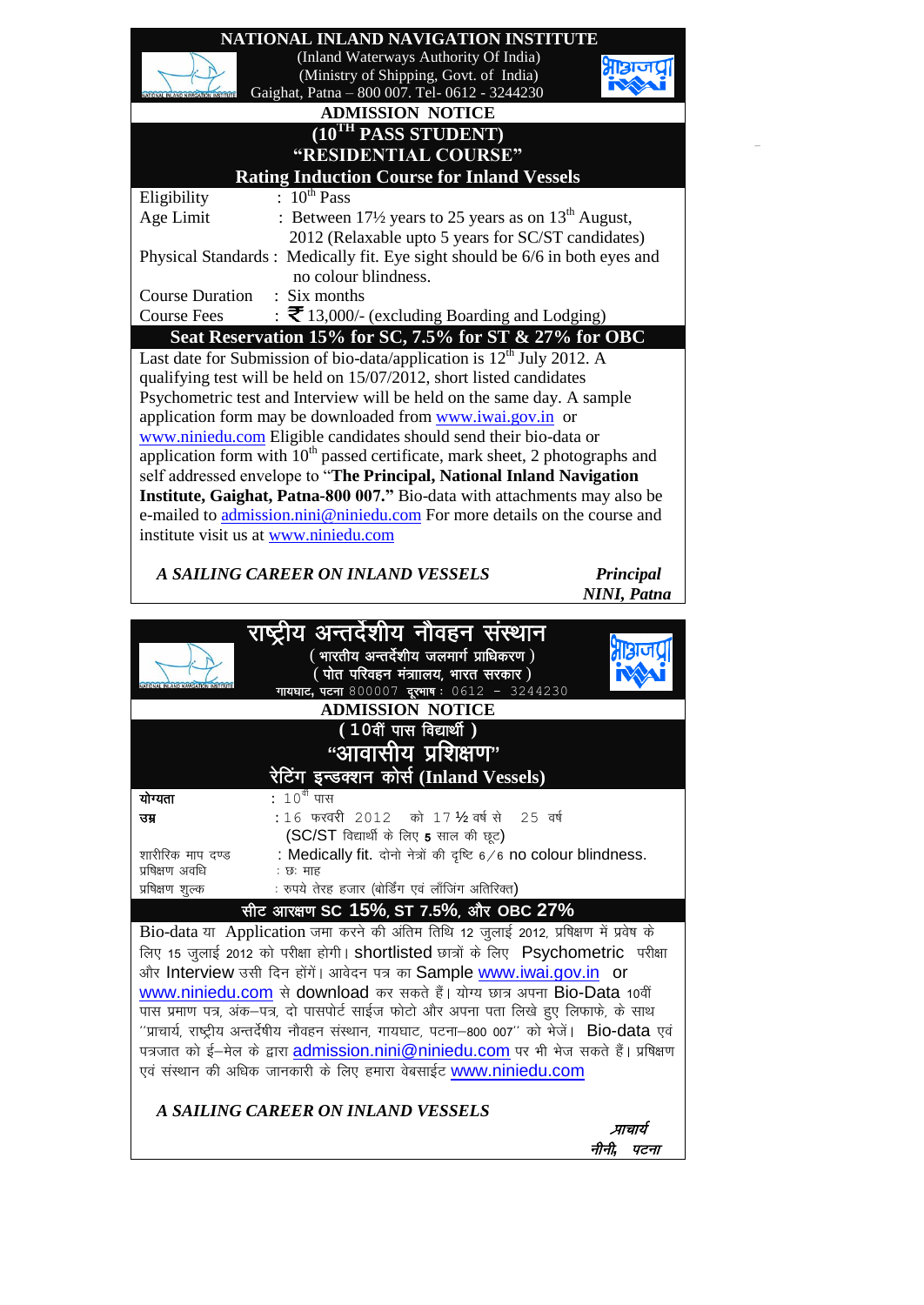# NATIONAL INLAND NAVIGATION INSTITUTE

(Inland Waterways Authority Of India)
(Ministry of Shipping, Govt. of India)
Gaighat, Patna – 800 007. Tel- 0612 - 3244230

## ADMISSION NOTICE

## (10TH PASS STUDENT)

## "RESIDENTIAL COURSE"

## Rating Induction Course for Inland Vessels

| | |
|---|---|
| Eligibility | : 10th Pass |
| Age Limit | : Between 17½ years to 25 years as on 13th August, 2012 (Relaxable upto 5 years for SC/ST candidates) |
| Physical Standards | : Medically fit. Eye sight should be 6/6 in both eyes and no colour blindness. |
| Course Duration | : Six months |
| Course Fees | : ₹ 13,000/- (excluding Boarding and Lodging) |

**Seat Reservation 15% for SC, 7.5% for ST & 27% for OBC**

Last date for Submission of bio-data/application is 12th July 2012. A qualifying test will be held on 15/07/2012, short listed candidates Psychometric test and Interview will be held on the same day. A sample application form may be downloaded from www.iwai.gov.in or www.niniedu.com Eligible candidates should send their bio-data or application form with 10th passed certificate, mark sheet, 2 photographs and self addressed envelope to "**The Principal, National Inland Navigation Institute, Gaighat, Patna-800 007.**" Bio-data with attachments may also be e-mailed to admission.nini@niniedu.com For more details on the course and institute visit us at www.niniedu.com

***A SAILING CAREER ON INLAND VESSELS***

***Principal***
***NINI, Patna***

# राष्ट्रीय अन्तर्देशीय नौवहन संस्थान

( भारतीय अन्तर्देशीय जलमार्ग प्राधिकरण )
( पोत परिवहन मंत्रालय, भारत सरकार )
गायघाट, पटना 800007 दूरभाष : 0612 – 3244230

## ADMISSION NOTICE

## ( 10वीं पास विद्यार्थी )

## "आवासीय प्रशिक्षण"

## रेटिंग इन्डक्शन कोर्स (Inland Vessels)

| | |
|---|---|
| योग्यता | : 10वीं पास |
| उम्र | : 16 फरवरी 2012 को 17 ½ वर्ष से 25 वर्ष (SC/ST विद्यार्थी के लिए 5 साल की छूट) |
| शारीरिक माप दण्ड | : Medically fit. दोनो नेत्रों की दृष्टि 6/6 no colour blindness. |
| प्रषिक्षण अवधि | : छः माह |
| प्रषिक्षण शुल्क | : रुपये तेरह हजार (बोर्डिंग एवं लॉजिंग अतिरिक्त) |

**सीट आरक्षण SC 15%, ST 7.5%, और OBC 27%**

Bio-data या Application जमा करने की अंतिम तिथि 12 जुलाई 2012, प्रषिक्षण में प्रवेष के लिए 15 जुलाई 2012 को परीक्षा होगी। shortlisted छात्रों के लिए Psychometric परीक्षा और Interview उसी दिन होंगें। आवेदन पत्र का Sample www.iwai.gov.in or www.niniedu.com से download कर सकते हैं। योग्य छात्र अपना Bio-Data 10वीं पास प्रमाण पत्र, अंक–पत्र, दो पासपोर्ट साईज फोटो और अपना पता लिखे हुए लिफाफे, के साथ "प्राचार्य, राष्ट्रीय अन्तर्देषीय नौवहन संस्थान, गायघाट, पटना–800 007" को भेजें। Bio-data एवं पत्रजात को ई–मेल के द्वारा admission.nini@niniedu.com पर भी भेज सकते हैं। प्रषिक्षण एवं संस्थान की अधिक जानकारी के लिए हमारा वेबसाईट www.niniedu.com

***A SAILING CAREER ON INLAND VESSELS***

***प्राचार्य***
***नीनी, पटना***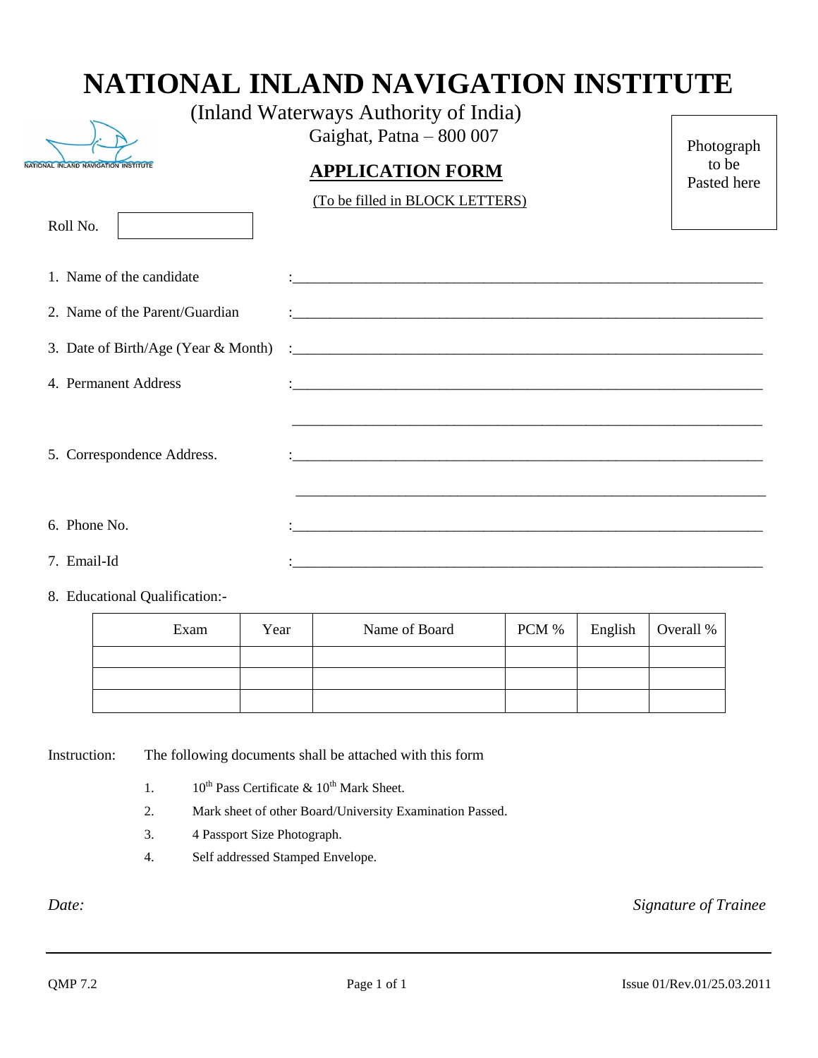# NATIONAL INLAND NAVIGATION INSTITUTE

(Inland Waterways Authority of India)

Gaighat, Patna – 800 007

## APPLICATION FORM

(To be filled in BLOCK LETTERS)

Photograph to be Pasted here

Roll No.

1. Name of the candidate :\_\_\_\_\_\_\_\_\_\_\_\_\_\_\_\_\_\_\_\_\_\_\_\_\_\_\_\_\_\_\_\_
2. Name of the Parent/Guardian :\_\_\_\_\_\_\_\_\_\_\_\_\_\_\_\_\_\_\_\_\_\_\_\_\_\_\_\_\_\_\_\_
3. Date of Birth/Age (Year & Month) :\_\_\_\_\_\_\_\_\_\_\_\_\_\_\_\_\_\_\_\_\_\_\_\_\_\_\_\_\_\_\_\_
4. Permanent Address :\_\_\_\_\_\_\_\_\_\_\_\_\_\_\_\_\_\_\_\_\_\_\_\_\_\_\_\_\_\_\_\_

   \_\_\_\_\_\_\_\_\_\_\_\_\_\_\_\_\_\_\_\_\_\_\_\_\_\_\_\_\_\_\_\_
5. Correspondence Address. :\_\_\_\_\_\_\_\_\_\_\_\_\_\_\_\_\_\_\_\_\_\_\_\_\_\_\_\_\_\_\_\_

   \_\_\_\_\_\_\_\_\_\_\_\_\_\_\_\_\_\_\_\_\_\_\_\_\_\_\_\_\_\_\_\_
6. Phone No. :\_\_\_\_\_\_\_\_\_\_\_\_\_\_\_\_\_\_\_\_\_\_\_\_\_\_\_\_\_\_\_\_
7. Email-Id :\_\_\_\_\_\_\_\_\_\_\_\_\_\_\_\_\_\_\_\_\_\_\_\_\_\_\_\_\_\_\_\_
8. Educational Qualification:-

| Exam | Year | Name of Board | PCM % | English | Overall % |
|---|---|---|---|---|---|
| | | | | | |
| | | | | | |
| | | | | | |

Instruction: The following documents shall be attached with this form

1. 10th Pass Certificate & 10th Mark Sheet.
2. Mark sheet of other Board/University Examination Passed.
3. 4 Passport Size Photograph.
4. Self addressed Stamped Envelope.

*Date:* *Signature of Trainee*

QMP 7.2 Issue 01/Rev.01/25.03.2011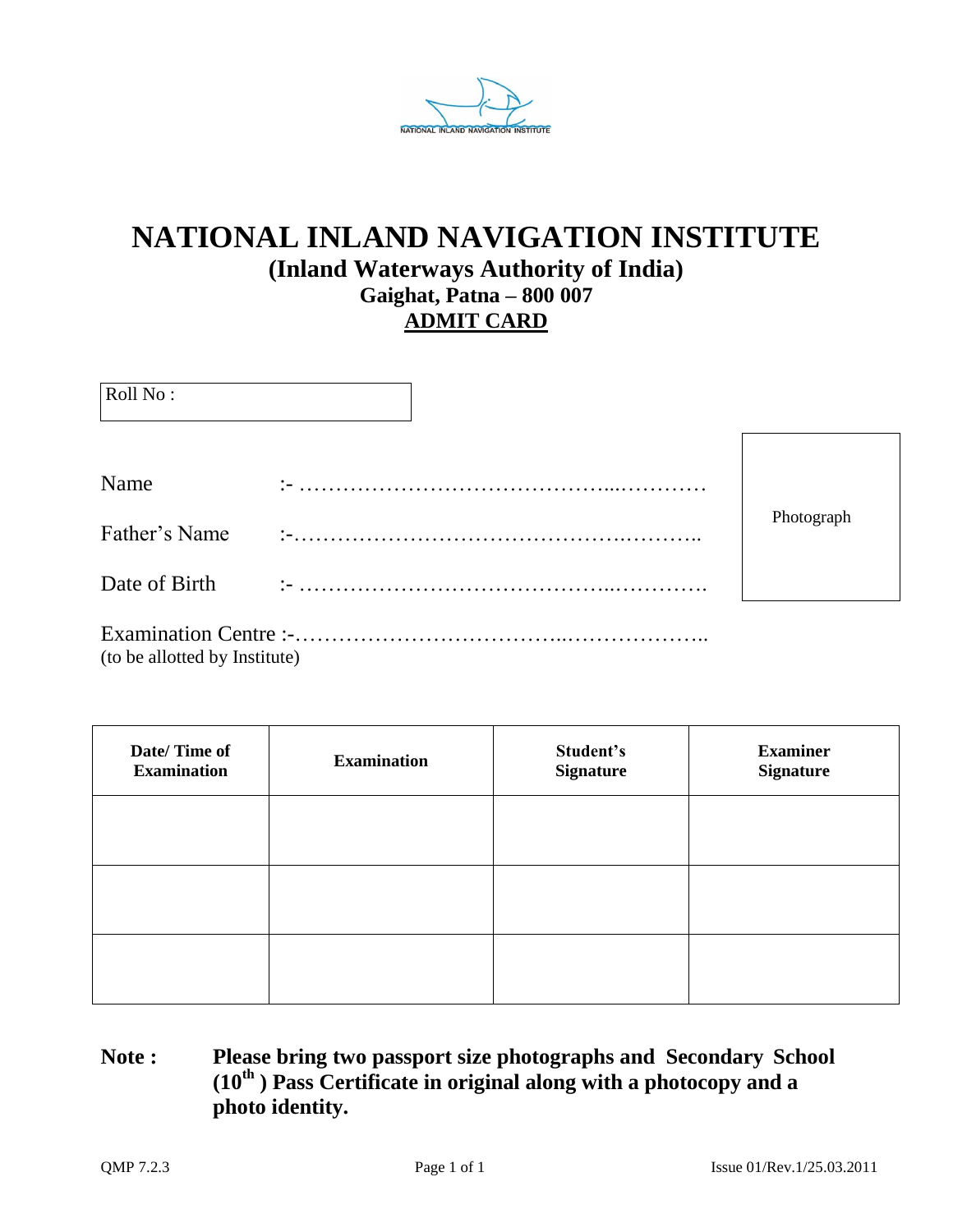NATIONAL INLAND NAVIGATION INSTITUTE

# NATIONAL INLAND NAVIGATION INSTITUTE

## (Inland Waterways Authority of India)

### Gaighat, Patna – 800 007

### ADMIT CARD

Roll No :

Name :- ……………………………………...…………

Father's Name :-………………………………………….………..

Date of Birth :- …………………………………...………….

Photograph

Examination Centre :-………………………………..………………..
(to be allotted by Institute)

| Date/ Time of Examination | Examination | Student's Signature | Examiner Signature |
|---|---|---|---|
| | | | |
| | | | |
| | | | |

**Note : Please bring two passport size photographs and Secondary School (10th ) Pass Certificate in original along with a photocopy and a photo identity.**

QMP 7.2.3 Issue 01/Rev.1/25.03.2011